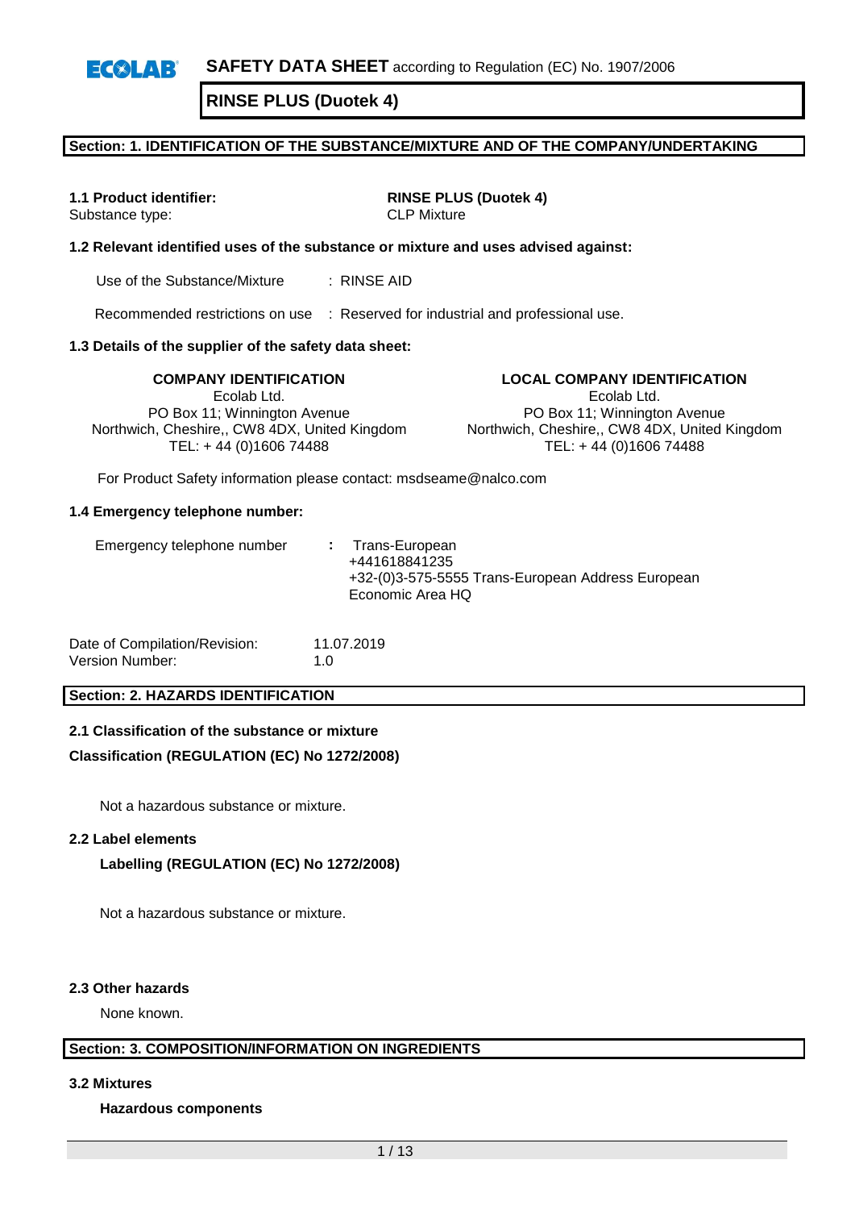**ECOLAB** **SAFETY DATA SHEET** according to Regulation (EC) No. 1907/2006

# RINSE PLUS (Duotek 4)

## Section: 1. IDENTIFICATION OF THE SUBSTANCE/MIXTURE AND OF THE COMPANY/UNDERTAKING

**1.1 Product identifier:** **RINSE PLUS (Duotek 4)**
Substance type: CLP Mixture

**1.2 Relevant identified uses of the substance or mixture and uses advised against:**

Use of the Substance/Mixture : RINSE AID

Recommended restrictions on use : Reserved for industrial and professional use.

**1.3 Details of the supplier of the safety data sheet:**

**COMPANY IDENTIFICATION**
Ecolab Ltd.
PO Box 11; Winnington Avenue
Northwich, Cheshire,, CW8 4DX, United Kingdom
TEL: + 44 (0)1606 74488

**LOCAL COMPANY IDENTIFICATION**
Ecolab Ltd.
PO Box 11; Winnington Avenue
Northwich, Cheshire,, CW8 4DX, United Kingdom
TEL: + 44 (0)1606 74488

For Product Safety information please contact: msdseame@nalco.com

**1.4 Emergency telephone number:**

Emergency telephone number : Trans-European
+441618841235
+32-(0)3-575-5555 Trans-European Address European Economic Area HQ

Date of Compilation/Revision: 11.07.2019
Version Number: 1.0

## Section: 2. HAZARDS IDENTIFICATION

**2.1 Classification of the substance or mixture**

**Classification (REGULATION (EC) No 1272/2008)**

Not a hazardous substance or mixture.

**2.2 Label elements**

**Labelling (REGULATION (EC) No 1272/2008)**

Not a hazardous substance or mixture.

**2.3 Other hazards**

None known.

## Section: 3. COMPOSITION/INFORMATION ON INGREDIENTS

**3.2 Mixtures**

**Hazardous components**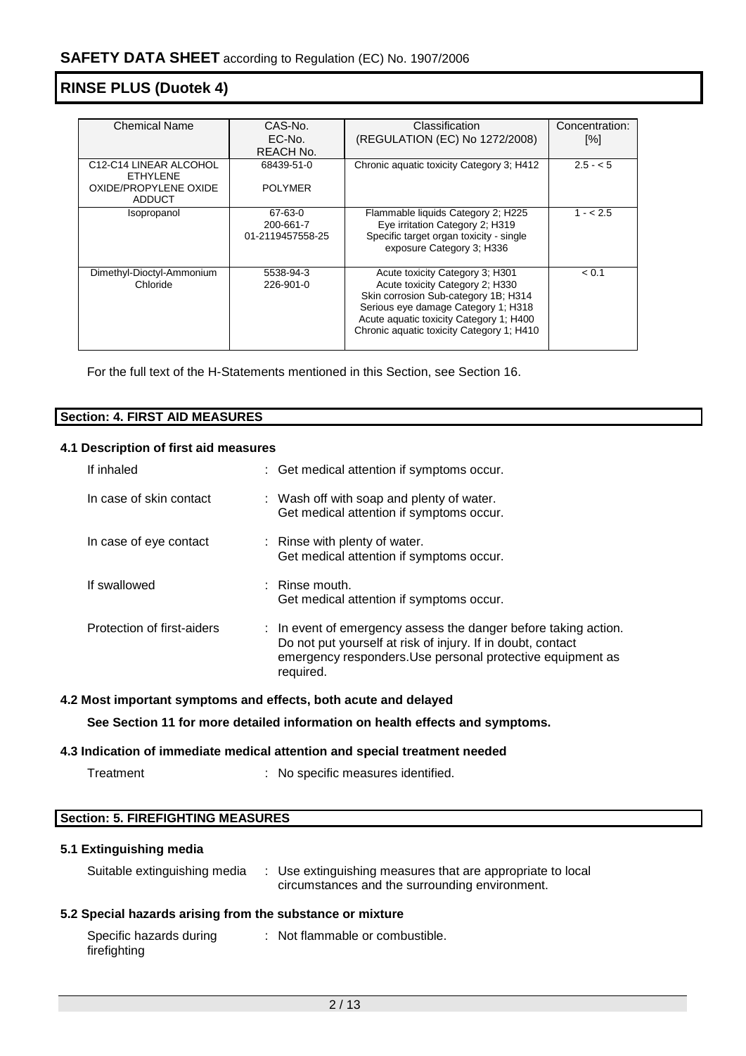| Chemical Name | CAS-No.<br>EC-No.<br>REACH No. | Classification<br>(REGULATION (EC) No 1272/2008) | Concentration: [%] |
|---|---|---|---|
| C12-C14 LINEAR ALCOHOL ETHYLENE OXIDE/PROPYLENE OXIDE ADDUCT | 68439-51-0<br>POLYMER | Chronic aquatic toxicity Category 3; H412 | 2.5 - < 5 |
| Isopropanol | 67-63-0<br>200-661-7<br>01-2119457558-25 | Flammable liquids Category 2; H225<br>Eye irritation Category 2; H319<br>Specific target organ toxicity - single exposure Category 3; H336 | 1 - < 2.5 |
| Dimethyl-Dioctyl-Ammonium Chloride | 5538-94-3<br>226-901-0 | Acute toxicity Category 3; H301<br>Acute toxicity Category 2; H330<br>Skin corrosion Sub-category 1B; H314<br>Serious eye damage Category 1; H318<br>Acute aquatic toxicity Category 1; H400<br>Chronic aquatic toxicity Category 1; H410 | < 0.1 |

For the full text of the H-Statements mentioned in this Section, see Section 16.

## Section: 4. FIRST AID MEASURES

### 4.1 Description of first aid measures

| | |
|---|---|
| If inhaled | : Get medical attention if symptoms occur. |
| In case of skin contact | : Wash off with soap and plenty of water.<br>Get medical attention if symptoms occur. |
| In case of eye contact | : Rinse with plenty of water.<br>Get medical attention if symptoms occur. |
| If swallowed | : Rinse mouth.<br>Get medical attention if symptoms occur. |
| Protection of first-aiders | : In event of emergency assess the danger before taking action. Do not put yourself at risk of injury. If in doubt, contact emergency responders.Use personal protective equipment as required. |

### 4.2 Most important symptoms and effects, both acute and delayed

**See Section 11 for more detailed information on health effects and symptoms.**

### 4.3 Indication of immediate medical attention and special treatment needed

| | |
|---|---|
| Treatment | : No specific measures identified. |

## Section: 5. FIREFIGHTING MEASURES

### 5.1 Extinguishing media

| | |
|---|---|
| Suitable extinguishing media | : Use extinguishing measures that are appropriate to local circumstances and the surrounding environment. |

### 5.2 Special hazards arising from the substance or mixture

| | |
|---|---|
| Specific hazards during firefighting | : Not flammable or combustible. |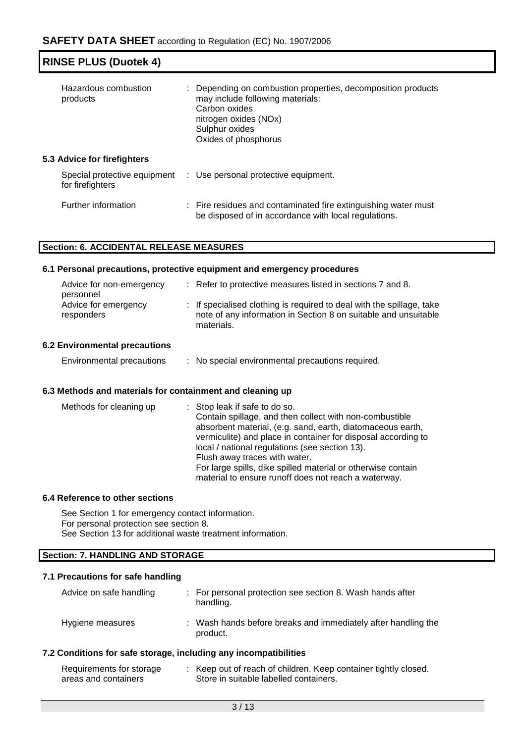| | |
|---|---|
| Hazardous combustion products | : Depending on combustion properties, decomposition products may include following materials:<br>Carbon oxides<br>nitrogen oxides (NOx)<br>Sulphur oxides<br>Oxides of phosphorus |

### 5.3 Advice for firefighters

| | |
|---|---|
| Special protective equipment for firefighters | : Use personal protective equipment. |
| Further information | : Fire residues and contaminated fire extinguishing water must be disposed of in accordance with local regulations. |

## Section: 6. ACCIDENTAL RELEASE MEASURES

### 6.1 Personal precautions, protective equipment and emergency procedures

| | |
|---|---|
| Advice for non-emergency personnel | : Refer to protective measures listed in sections 7 and 8. |
| Advice for emergency responders | : If specialised clothing is required to deal with the spillage, take note of any information in Section 8 on suitable and unsuitable materials. |

### 6.2 Environmental precautions

| | |
|---|---|
| Environmental precautions | : No special environmental precautions required. |

### 6.3 Methods and materials for containment and cleaning up

| | |
|---|---|
| Methods for cleaning up | : Stop leak if safe to do so.<br>Contain spillage, and then collect with non-combustible absorbent material, (e.g. sand, earth, diatomaceous earth, vermiculite) and place in container for disposal according to local / national regulations (see section 13).<br>Flush away traces with water.<br>For large spills, dike spilled material or otherwise contain material to ensure runoff does not reach a waterway. |

### 6.4 Reference to other sections

See Section 1 for emergency contact information.
For personal protection see section 8.
See Section 13 for additional waste treatment information.

## Section: 7. HANDLING AND STORAGE

### 7.1 Precautions for safe handling

| | |
|---|---|
| Advice on safe handling | : For personal protection see section 8. Wash hands after handling. |
| Hygiene measures | : Wash hands before breaks and immediately after handling the product. |

### 7.2 Conditions for safe storage, including any incompatibilities

| | |
|---|---|
| Requirements for storage areas and containers | : Keep out of reach of children. Keep container tightly closed. Store in suitable labelled containers. |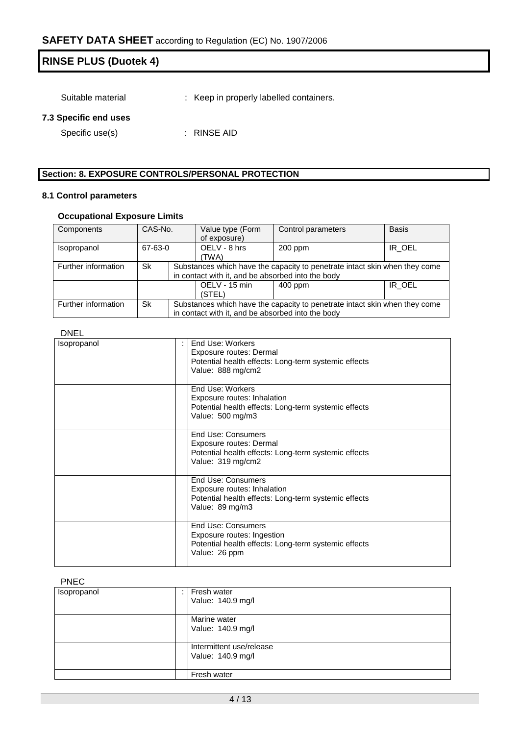Suitable material : Keep in properly labelled containers.

### 7.3 Specific end uses

Specific use(s) : RINSE AID

## Section: 8. EXPOSURE CONTROLS/PERSONAL PROTECTION

### 8.1 Control parameters

**Occupational Exposure Limits**

| Components | CAS-No. | Value type (Form of exposure) | Control parameters | Basis |
|---|---|---|---|---|
| Isopropanol | 67-63-0 | OELV - 8 hrs (TWA) | 200 ppm | IR_OEL |
| Further information | Sk | Substances which have the capacity to penetrate intact skin when they come in contact with it, and be absorbed into the body | | |
| | | OELV - 15 min (STEL) | 400 ppm | IR_OEL |
| Further information | Sk | Substances which have the capacity to penetrate intact skin when they come in contact with it, and be absorbed into the body | | |

DNEL

| | | |
|---|---|---|
| Isopropanol | : | End Use: Workers<br>Exposure routes: Dermal<br>Potential health effects: Long-term systemic effects<br>Value: 888 mg/cm2 |
| | | End Use: Workers<br>Exposure routes: Inhalation<br>Potential health effects: Long-term systemic effects<br>Value: 500 mg/m3 |
| | | End Use: Consumers<br>Exposure routes: Dermal<br>Potential health effects: Long-term systemic effects<br>Value: 319 mg/cm2 |
| | | End Use: Consumers<br>Exposure routes: Inhalation<br>Potential health effects: Long-term systemic effects<br>Value: 89 mg/m3 |
| | | End Use: Consumers<br>Exposure routes: Ingestion<br>Potential health effects: Long-term systemic effects<br>Value: 26 ppm |

PNEC

| | | |
|---|---|---|
| Isopropanol | : | Fresh water<br>Value: 140.9 mg/l |
| | | Marine water<br>Value: 140.9 mg/l |
| | | Intermittent use/release<br>Value: 140.9 mg/l |
| | | Fresh water |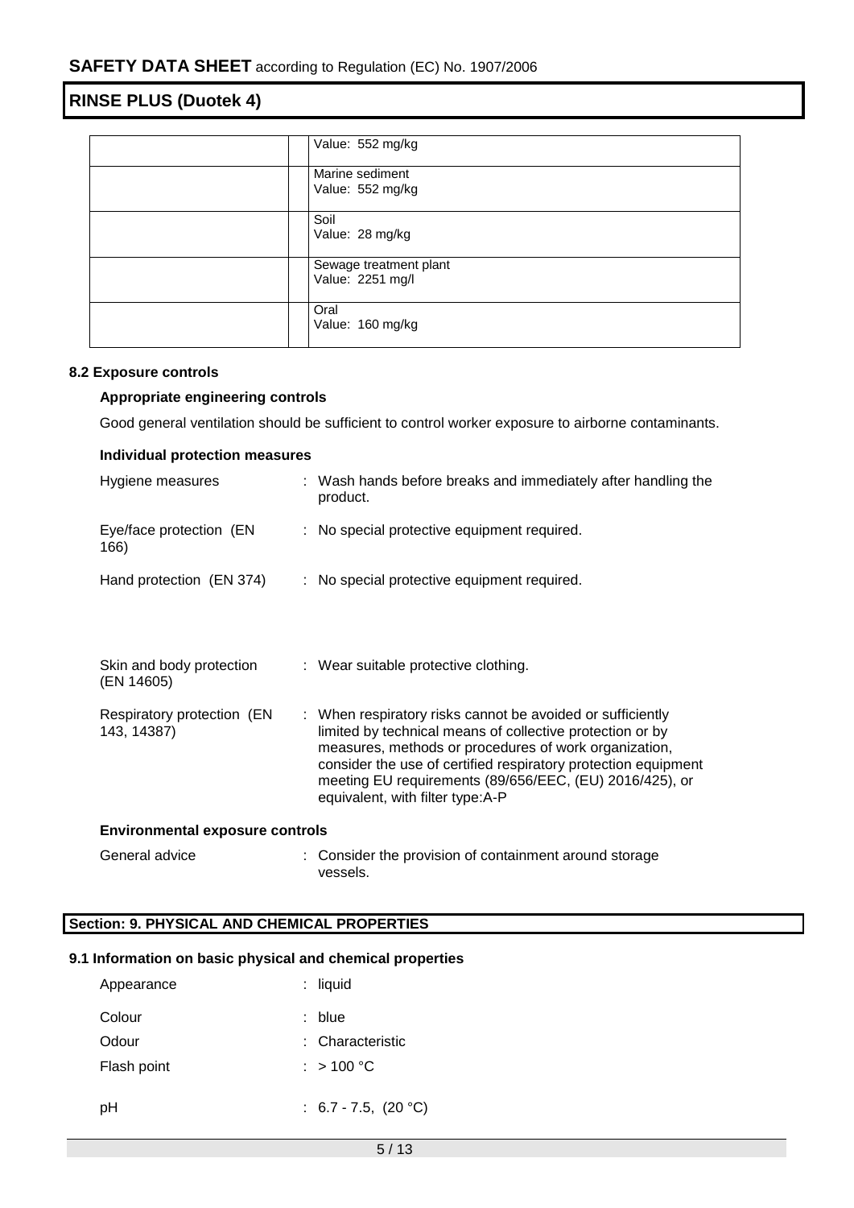| | | |
|---|---|---|
| | | Value: 552 mg/kg |
| | | Marine sediment<br>Value: 552 mg/kg |
| | | Soil<br>Value: 28 mg/kg |
| | | Sewage treatment plant<br>Value: 2251 mg/l |
| | | Oral<br>Value: 160 mg/kg |

### 8.2 Exposure controls

**Appropriate engineering controls**

Good general ventilation should be sufficient to control worker exposure to airborne contaminants.

**Individual protection measures**

| | |
|---|---|
| Hygiene measures | : Wash hands before breaks and immediately after handling the product. |
| Eye/face protection (EN 166) | : No special protective equipment required. |
| Hand protection (EN 374) | : No special protective equipment required. |
| Skin and body protection (EN 14605) | : Wear suitable protective clothing. |
| Respiratory protection (EN 143, 14387) | : When respiratory risks cannot be avoided or sufficiently limited by technical means of collective protection or by measures, methods or procedures of work organization, consider the use of certified respiratory protection equipment meeting EU requirements (89/656/EEC, (EU) 2016/425), or equivalent, with filter type:A-P |

**Environmental exposure controls**

| | |
|---|---|
| General advice | : Consider the provision of containment around storage vessels. |

## Section: 9. PHYSICAL AND CHEMICAL PROPERTIES

### 9.1 Information on basic physical and chemical properties

| | |
|---|---|
| Appearance | : liquid |
| Colour | : blue |
| Odour | : Characteristic |
| Flash point | : > 100 °C |
| pH | : 6.7 - 7.5, (20 °C) |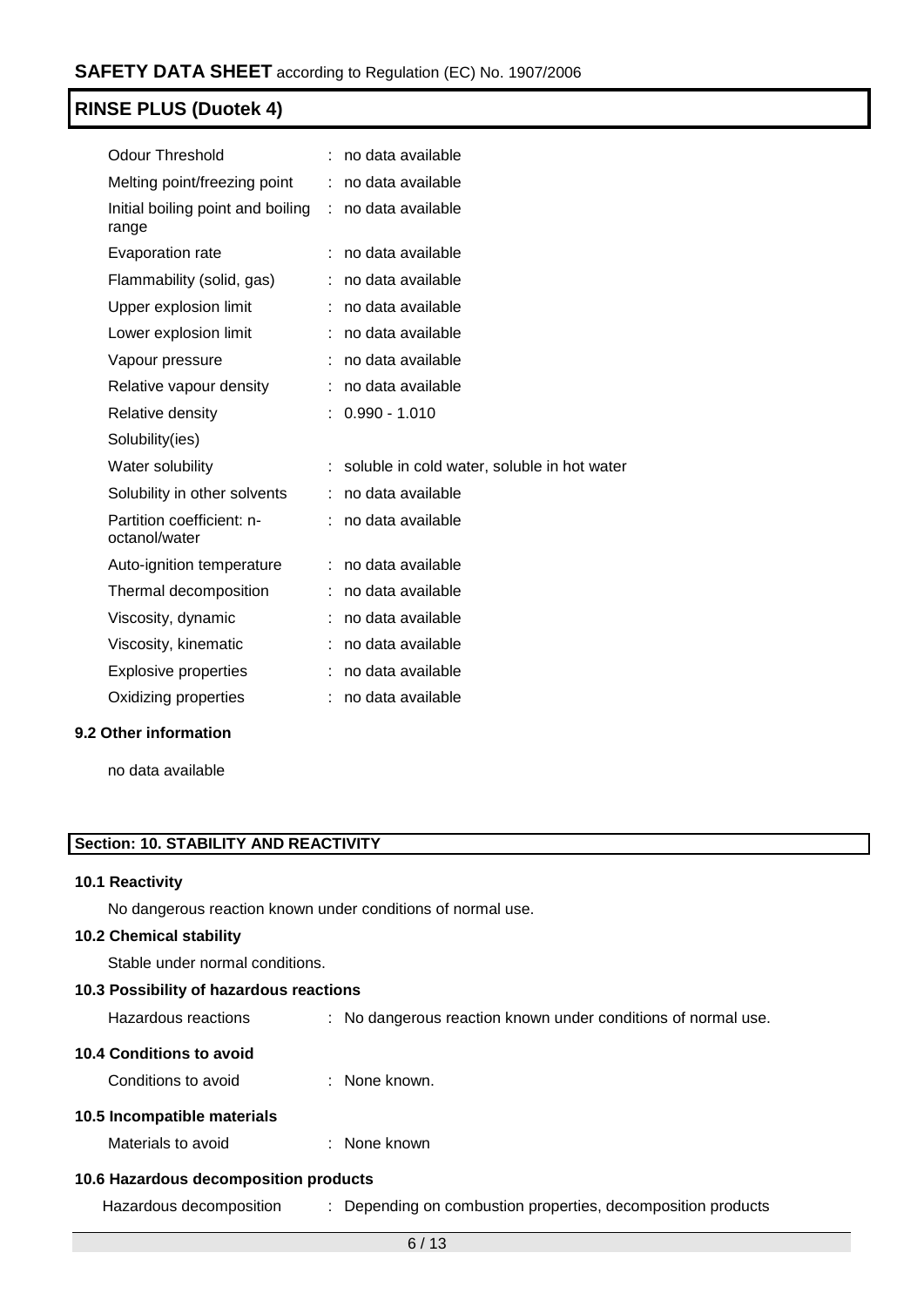| | | |
|---|---|---|
| Odour Threshold | : | no data available |
| Melting point/freezing point | : | no data available |
| Initial boiling point and boiling range | : | no data available |
| Evaporation rate | : | no data available |
| Flammability (solid, gas) | : | no data available |
| Upper explosion limit | : | no data available |
| Lower explosion limit | : | no data available |
| Vapour pressure | : | no data available |
| Relative vapour density | : | no data available |
| Relative density | : | 0.990 - 1.010 |
| Solubility(ies) | | |
| Water solubility | : | soluble in cold water, soluble in hot water |
| Solubility in other solvents | : | no data available |
| Partition coefficient: n-octanol/water | : | no data available |
| Auto-ignition temperature | : | no data available |
| Thermal decomposition | : | no data available |
| Viscosity, dynamic | : | no data available |
| Viscosity, kinematic | : | no data available |
| Explosive properties | : | no data available |
| Oxidizing properties | : | no data available |

### 9.2 Other information

no data available

## Section: 10. STABILITY AND REACTIVITY

### 10.1 Reactivity

No dangerous reaction known under conditions of normal use.

### 10.2 Chemical stability

Stable under normal conditions.

### 10.3 Possibility of hazardous reactions

Hazardous reactions : No dangerous reaction known under conditions of normal use.

### 10.4 Conditions to avoid

Conditions to avoid : None known.

### 10.5 Incompatible materials

Materials to avoid : None known

### 10.6 Hazardous decomposition products

Hazardous decomposition : Depending on combustion properties, decomposition products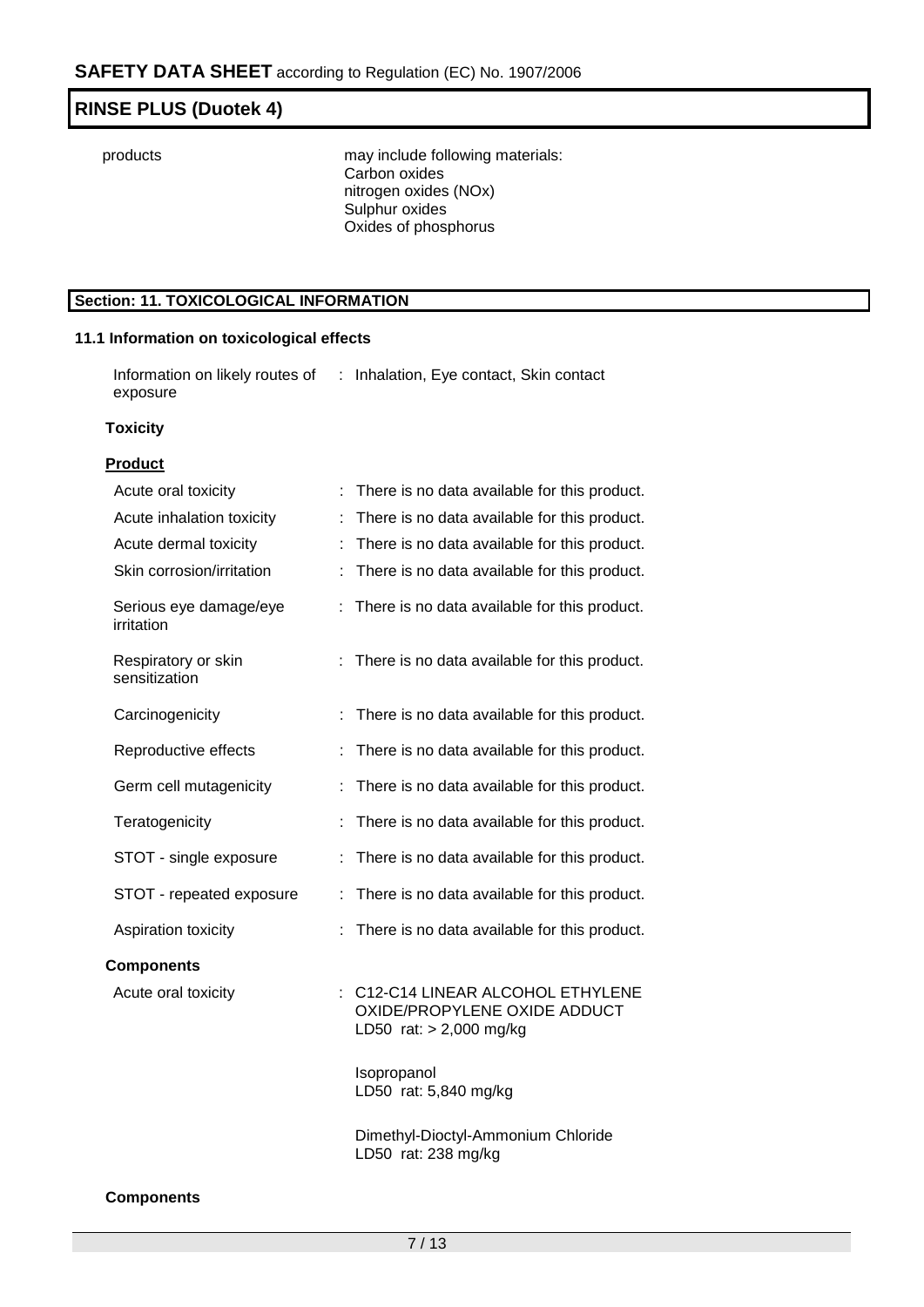| | |
|---|---|
| products | may include following materials:<br>Carbon oxides<br>nitrogen oxides (NOx)<br>Sulphur oxides<br>Oxides of phosphorus |

## Section: 11. TOXICOLOGICAL INFORMATION

### 11.1 Information on toxicological effects

Information on likely routes of exposure : Inhalation, Eye contact, Skin contact

**Toxicity**

**Product**

| | |
|---|---|
| Acute oral toxicity | : There is no data available for this product. |
| Acute inhalation toxicity | : There is no data available for this product. |
| Acute dermal toxicity | : There is no data available for this product. |
| Skin corrosion/irritation | : There is no data available for this product. |
| Serious eye damage/eye irritation | : There is no data available for this product. |
| Respiratory or skin sensitization | : There is no data available for this product. |
| Carcinogenicity | : There is no data available for this product. |
| Reproductive effects | : There is no data available for this product. |
| Germ cell mutagenicity | : There is no data available for this product. |
| Teratogenicity | : There is no data available for this product. |
| STOT - single exposure | : There is no data available for this product. |
| STOT - repeated exposure | : There is no data available for this product. |
| Aspiration toxicity | : There is no data available for this product. |

**Components**

Acute oral toxicity : C12-C14 LINEAR ALCOHOL ETHYLENE OXIDE/PROPYLENE OXIDE ADDUCT
LD50 rat: > 2,000 mg/kg

Isopropanol
LD50 rat: 5,840 mg/kg

Dimethyl-Dioctyl-Ammonium Chloride
LD50 rat: 238 mg/kg

**Components**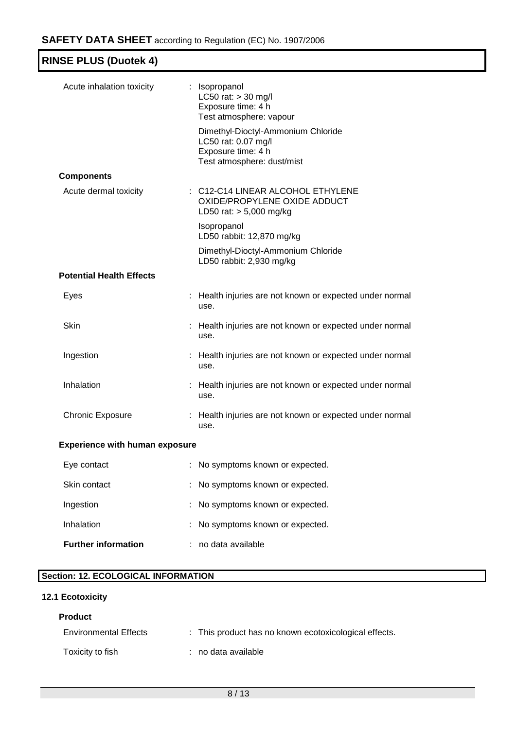| | |
|---|---|
| Acute inhalation toxicity | : Isopropanol<br>LC50 rat: > 30 mg/l<br>Exposure time: 4 h<br>Test atmosphere: vapour |
| | Dimethyl-Dioctyl-Ammonium Chloride<br>LC50 rat: 0.07 mg/l<br>Exposure time: 4 h<br>Test atmosphere: dust/mist |

**Components**

| | |
|---|---|
| Acute dermal toxicity | : C12-C14 LINEAR ALCOHOL ETHYLENE OXIDE/PROPYLENE OXIDE ADDUCT<br>LD50 rat: > 5,000 mg/kg |
| | Isopropanol<br>LD50 rabbit: 12,870 mg/kg |
| | Dimethyl-Dioctyl-Ammonium Chloride<br>LD50 rabbit: 2,930 mg/kg |

**Potential Health Effects**

| | |
|---|---|
| Eyes | : Health injuries are not known or expected under normal use. |
| Skin | : Health injuries are not known or expected under normal use. |
| Ingestion | : Health injuries are not known or expected under normal use. |
| Inhalation | : Health injuries are not known or expected under normal use. |
| Chronic Exposure | : Health injuries are not known or expected under normal use. |

**Experience with human exposure**

| | |
|---|---|
| Eye contact | : No symptoms known or expected. |
| Skin contact | : No symptoms known or expected. |
| Ingestion | : No symptoms known or expected. |
| Inhalation | : No symptoms known or expected. |

**Further information** : no data available

## Section: 12. ECOLOGICAL INFORMATION

### 12.1 Ecotoxicity

**Product**

| | |
|---|---|
| Environmental Effects | : This product has no known ecotoxicological effects. |
| Toxicity to fish | : no data available |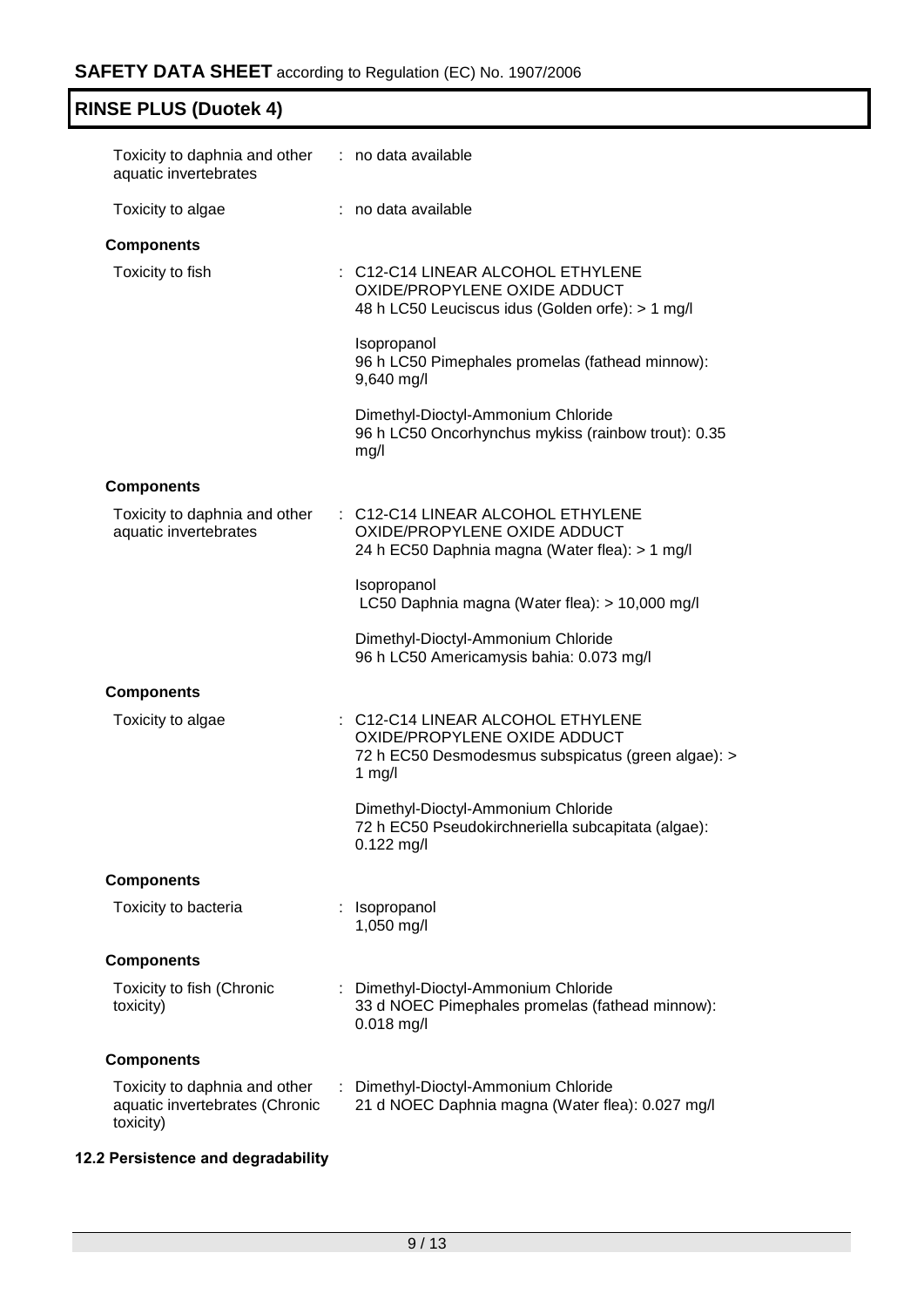| | |
|---|---|
| Toxicity to daphnia and other aquatic invertebrates | : no data available |
| Toxicity to algae | : no data available |

**Components**

| | |
|---|---|
| Toxicity to fish | : C12-C14 LINEAR ALCOHOL ETHYLENE OXIDE/PROPYLENE OXIDE ADDUCT<br>48 h LC50 Leuciscus idus (Golden orfe): > 1 mg/l<br><br>Isopropanol<br>96 h LC50 Pimephales promelas (fathead minnow): 9,640 mg/l<br><br>Dimethyl-Dioctyl-Ammonium Chloride<br>96 h LC50 Oncorhynchus mykiss (rainbow trout): 0.35 mg/l |

**Components**

| | |
|---|---|
| Toxicity to daphnia and other aquatic invertebrates | : C12-C14 LINEAR ALCOHOL ETHYLENE OXIDE/PROPYLENE OXIDE ADDUCT<br>24 h EC50 Daphnia magna (Water flea): > 1 mg/l<br><br>Isopropanol<br>LC50 Daphnia magna (Water flea): > 10,000 mg/l<br><br>Dimethyl-Dioctyl-Ammonium Chloride<br>96 h LC50 Americamysis bahia: 0.073 mg/l |

**Components**

| | |
|---|---|
| Toxicity to algae | : C12-C14 LINEAR ALCOHOL ETHYLENE OXIDE/PROPYLENE OXIDE ADDUCT<br>72 h EC50 Desmodesmus subspicatus (green algae): > 1 mg/l<br><br>Dimethyl-Dioctyl-Ammonium Chloride<br>72 h EC50 Pseudokirchneriella subcapitata (algae): 0.122 mg/l |

**Components**

| | |
|---|---|
| Toxicity to bacteria | : Isopropanol<br>1,050 mg/l |

**Components**

| | |
|---|---|
| Toxicity to fish (Chronic toxicity) | : Dimethyl-Dioctyl-Ammonium Chloride<br>33 d NOEC Pimephales promelas (fathead minnow): 0.018 mg/l |

**Components**

| | |
|---|---|
| Toxicity to daphnia and other aquatic invertebrates (Chronic toxicity) | : Dimethyl-Dioctyl-Ammonium Chloride<br>21 d NOEC Daphnia magna (Water flea): 0.027 mg/l |

### 12.2 Persistence and degradability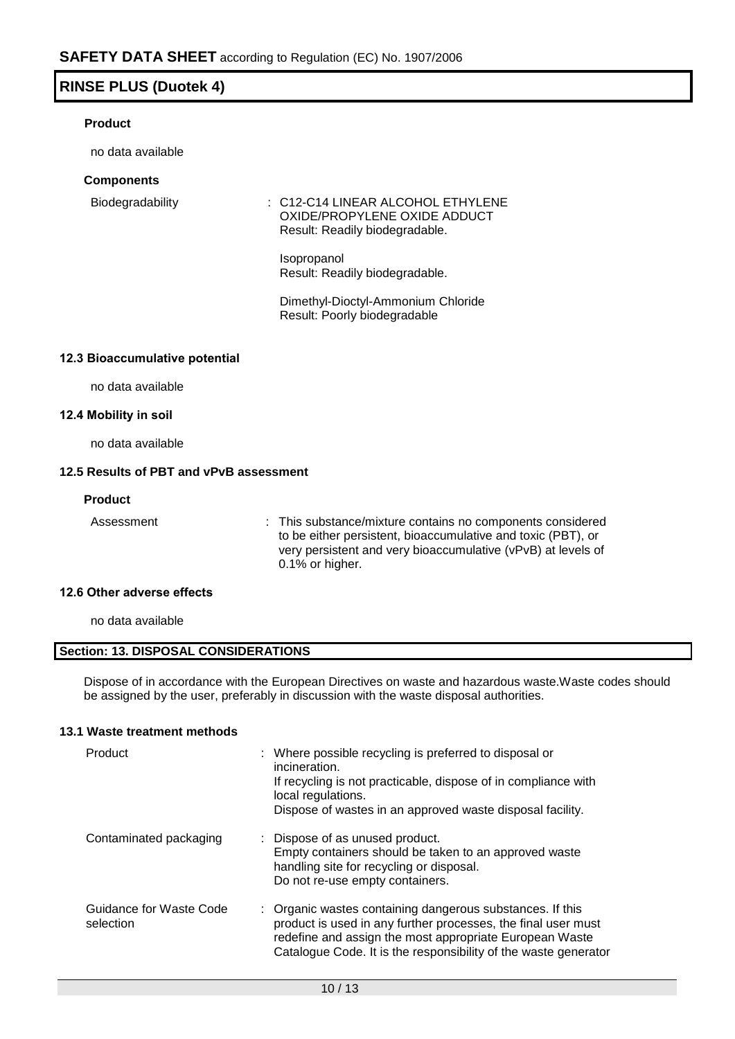#### Product

no data available

#### Components

| | |
|---|---|
| Biodegradability | : C12-C14 LINEAR ALCOHOL ETHYLENE OXIDE/PROPYLENE OXIDE ADDUCT<br>Result: Readily biodegradable.<br><br>Isopropanol<br>Result: Readily biodegradable.<br><br>Dimethyl-Dioctyl-Ammonium Chloride<br>Result: Poorly biodegradable |

### 12.3 Bioaccumulative potential

no data available

### 12.4 Mobility in soil

no data available

### 12.5 Results of PBT and vPvB assessment

#### Product

| | |
|---|---|
| Assessment | : This substance/mixture contains no components considered to be either persistent, bioaccumulative and toxic (PBT), or very persistent and very bioaccumulative (vPvB) at levels of 0.1% or higher. |

### 12.6 Other adverse effects

no data available

## Section: 13. DISPOSAL CONSIDERATIONS

Dispose of in accordance with the European Directives on waste and hazardous waste.Waste codes should be assigned by the user, preferably in discussion with the waste disposal authorities.

### 13.1 Waste treatment methods

| | |
|---|---|
| Product | : Where possible recycling is preferred to disposal or incineration.<br>If recycling is not practicable, dispose of in compliance with local regulations.<br>Dispose of wastes in an approved waste disposal facility. |
| Contaminated packaging | : Dispose of as unused product.<br>Empty containers should be taken to an approved waste handling site for recycling or disposal.<br>Do not re-use empty containers. |
| Guidance for Waste Code selection | : Organic wastes containing dangerous substances. If this product is used in any further processes, the final user must redefine and assign the most appropriate European Waste Catalogue Code. It is the responsibility of the waste generator |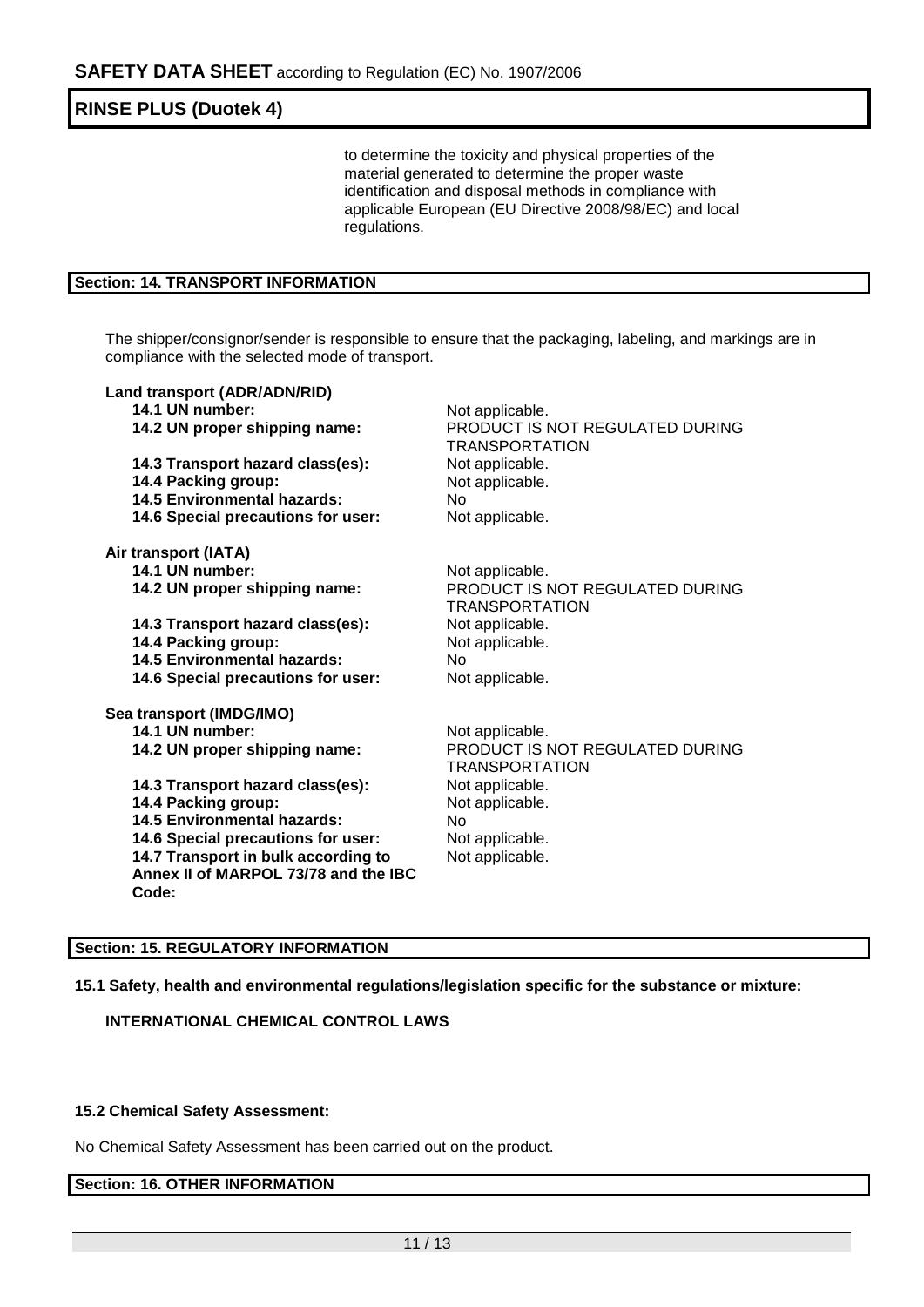to determine the toxicity and physical properties of the material generated to determine the proper waste identification and disposal methods in compliance with applicable European (EU Directive 2008/98/EC) and local regulations.

## Section: 14. TRANSPORT INFORMATION

The shipper/consignor/sender is responsible to ensure that the packaging, labeling, and markings are in compliance with the selected mode of transport.

**Land transport (ADR/ADN/RID)**

| | |
|---|---|
| **14.1 UN number:** | Not applicable. |
| **14.2 UN proper shipping name:** | PRODUCT IS NOT REGULATED DURING TRANSPORTATION |
| **14.3 Transport hazard class(es):** | Not applicable. |
| **14.4 Packing group:** | Not applicable. |
| **14.5 Environmental hazards:** | No |
| **14.6 Special precautions for user:** | Not applicable. |

**Air transport (IATA)**

| | |
|---|---|
| **14.1 UN number:** | Not applicable. |
| **14.2 UN proper shipping name:** | PRODUCT IS NOT REGULATED DURING TRANSPORTATION |
| **14.3 Transport hazard class(es):** | Not applicable. |
| **14.4 Packing group:** | Not applicable. |
| **14.5 Environmental hazards:** | No |
| **14.6 Special precautions for user:** | Not applicable. |

**Sea transport (IMDG/IMO)**

| | |
|---|---|
| **14.1 UN number:** | Not applicable. |
| **14.2 UN proper shipping name:** | PRODUCT IS NOT REGULATED DURING TRANSPORTATION |
| **14.3 Transport hazard class(es):** | Not applicable. |
| **14.4 Packing group:** | Not applicable. |
| **14.5 Environmental hazards:** | No |
| **14.6 Special precautions for user:** | Not applicable. |
| **14.7 Transport in bulk according to Annex II of MARPOL 73/78 and the IBC Code:** | Not applicable. |

## Section: 15. REGULATORY INFORMATION

**15.1 Safety, health and environmental regulations/legislation specific for the substance or mixture:**

**INTERNATIONAL CHEMICAL CONTROL LAWS**

**15.2 Chemical Safety Assessment:**

No Chemical Safety Assessment has been carried out on the product.

## Section: 16. OTHER INFORMATION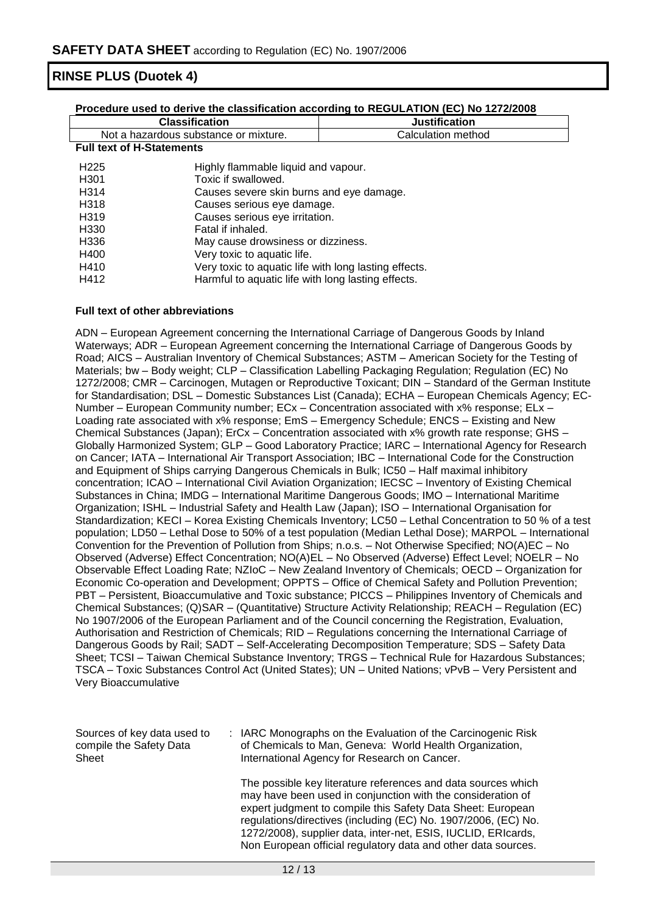**Procedure used to derive the classification according to REGULATION (EC) No 1272/2008**

| Classification | Justification |
|---|---|
| Not a hazardous substance or mixture. | Calculation method |

**Full text of H-Statements**

| | |
|---|---|
| H225 | Highly flammable liquid and vapour. |
| H301 | Toxic if swallowed. |
| H314 | Causes severe skin burns and eye damage. |
| H318 | Causes serious eye damage. |
| H319 | Causes serious eye irritation. |
| H330 | Fatal if inhaled. |
| H336 | May cause drowsiness or dizziness. |
| H400 | Very toxic to aquatic life. |
| H410 | Very toxic to aquatic life with long lasting effects. |
| H412 | Harmful to aquatic life with long lasting effects. |

**Full text of other abbreviations**

ADN – European Agreement concerning the International Carriage of Dangerous Goods by Inland Waterways; ADR – European Agreement concerning the International Carriage of Dangerous Goods by Road; AICS – Australian Inventory of Chemical Substances; ASTM – American Society for the Testing of Materials; bw – Body weight; CLP – Classification Labelling Packaging Regulation; Regulation (EC) No 1272/2008; CMR – Carcinogen, Mutagen or Reproductive Toxicant; DIN – Standard of the German Institute for Standardisation; DSL – Domestic Substances List (Canada); ECHA – European Chemicals Agency; EC-Number – European Community number; ECx – Concentration associated with x% response; ELx – Loading rate associated with x% response; EmS – Emergency Schedule; ENCS – Existing and New Chemical Substances (Japan); ErCx – Concentration associated with x% growth rate response; GHS – Globally Harmonized System; GLP – Good Laboratory Practice; IARC – International Agency for Research on Cancer; IATA – International Air Transport Association; IBC – International Code for the Construction and Equipment of Ships carrying Dangerous Chemicals in Bulk; IC50 – Half maximal inhibitory concentration; ICAO – International Civil Aviation Organization; IECSC – Inventory of Existing Chemical Substances in China; IMDG – International Maritime Dangerous Goods; IMO – International Maritime Organization; ISHL – Industrial Safety and Health Law (Japan); ISO – International Organisation for Standardization; KECI – Korea Existing Chemicals Inventory; LC50 – Lethal Concentration to 50 % of a test population; LD50 – Lethal Dose to 50% of a test population (Median Lethal Dose); MARPOL – International Convention for the Prevention of Pollution from Ships; n.o.s. – Not Otherwise Specified; NO(A)EC – No Observed (Adverse) Effect Concentration; NO(A)EL – No Observed (Adverse) Effect Level; NOELR – No Observable Effect Loading Rate; NZIoC – New Zealand Inventory of Chemicals; OECD – Organization for Economic Co-operation and Development; OPPTS – Office of Chemical Safety and Pollution Prevention; PBT – Persistent, Bioaccumulative and Toxic substance; PICCS – Philippines Inventory of Chemicals and Chemical Substances; (Q)SAR – (Quantitative) Structure Activity Relationship; REACH – Regulation (EC) No 1907/2006 of the European Parliament and of the Council concerning the Registration, Evaluation, Authorisation and Restriction of Chemicals; RID – Regulations concerning the International Carriage of Dangerous Goods by Rail; SADT – Self-Accelerating Decomposition Temperature; SDS – Safety Data Sheet; TCSI – Taiwan Chemical Substance Inventory; TRGS – Technical Rule for Hazardous Substances; TSCA – Toxic Substances Control Act (United States); UN – United Nations; vPvB – Very Persistent and Very Bioaccumulative

Sources of key data used to compile the Safety Data Sheet : IARC Monographs on the Evaluation of the Carcinogenic Risk of Chemicals to Man, Geneva: World Health Organization, International Agency for Research on Cancer.

The possible key literature references and data sources which may have been used in conjunction with the consideration of expert judgment to compile this Safety Data Sheet: European regulations/directives (including (EC) No. 1907/2006, (EC) No. 1272/2008), supplier data, inter-net, ESIS, IUCLID, ERIcards, Non European official regulatory data and other data sources.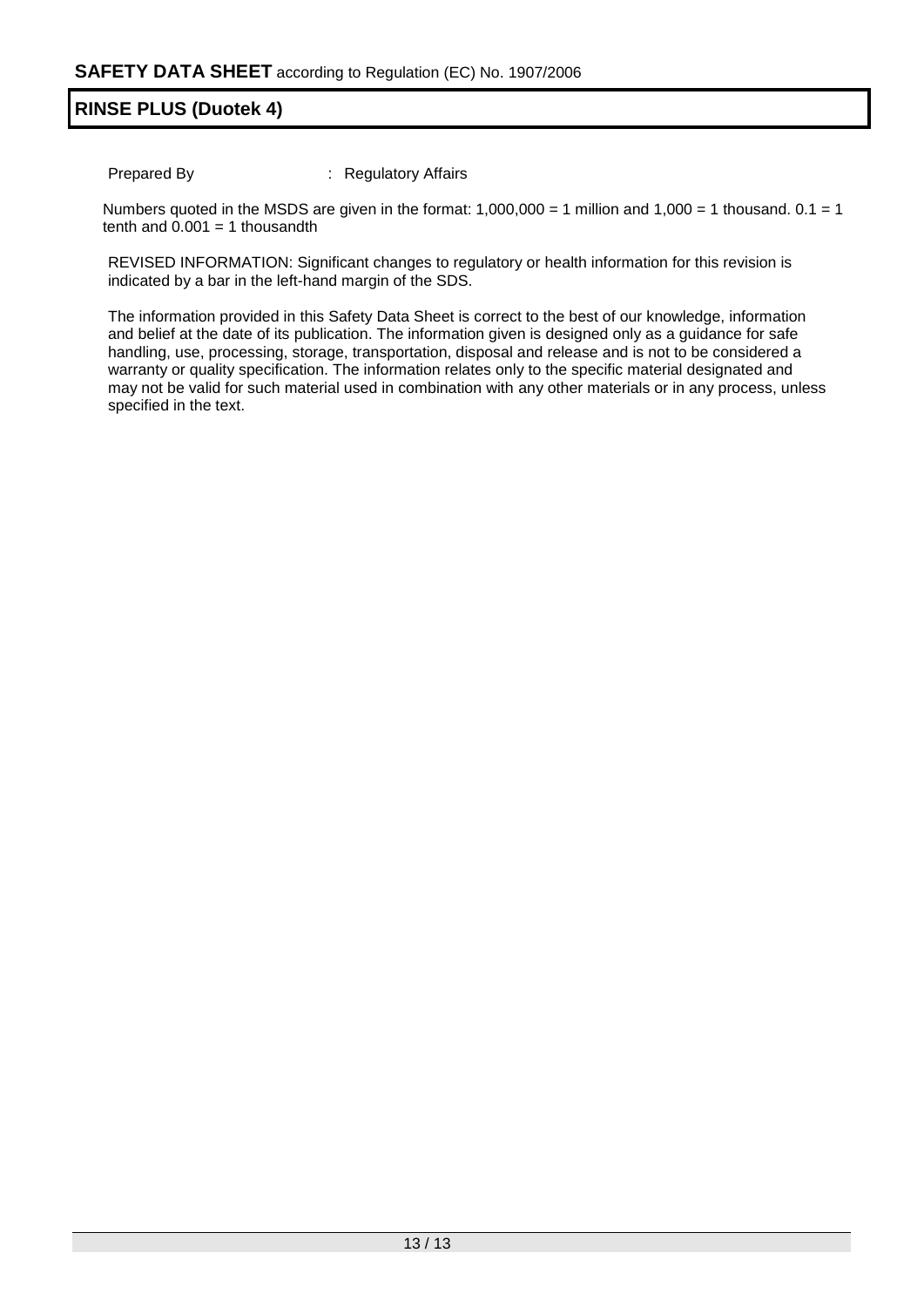Prepared By : Regulatory Affairs

Numbers quoted in the MSDS are given in the format: 1,000,000 = 1 million and 1,000 = 1 thousand. 0.1 = 1 tenth and 0.001 = 1 thousandth

REVISED INFORMATION: Significant changes to regulatory or health information for this revision is indicated by a bar in the left-hand margin of the SDS.

The information provided in this Safety Data Sheet is correct to the best of our knowledge, information and belief at the date of its publication. The information given is designed only as a guidance for safe handling, use, processing, storage, transportation, disposal and release and is not to be considered a warranty or quality specification. The information relates only to the specific material designated and may not be valid for such material used in combination with any other materials or in any process, unless specified in the text.